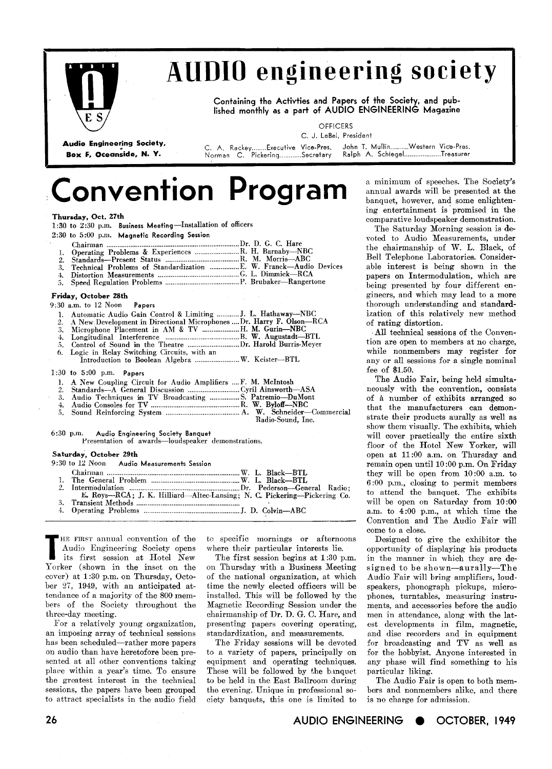# AUDIO engineering society

Containing the Activties and Papers of the Society, and published monthly as a part of AUDIO ENGINEERING Magazine

**Audio Engineering Society, Box F, Oceanside, N. Y.**

OFFICERS

C. J. LeBel, President

C. A. Rackey........Executive Vice-Pres. John T. Mullin..........Western Vice-Pres.
Norman C. Pickering............Secretary Ralph A. Schlegel....................Treasurer

# Convention Program

**Thursday, Oct. 27th**

1:30 to 2:30 p.m. **Business Meeting—Installation of officers**

2:30 to 5:00 p.m. **Magnetic Recording Session**

Chairman ........................................ Dr. D. G. C. Hare

1. Operating Problems & Experiences ........................ R. H. Barnaby—NBC
2. Standards—Present Status ........................ R. M. Morris—ABC
3. Technical Problems of Standardization ................ E. W. Franck—Audio Devices
4. Distortion Measurements ........................ G. L. Dimmick—RCA
5. Speed Regulation Problems ........................ P. Brubaker—Rangertone

**Friday, October 28th**

9:30 a.m. to 12 Noon **Papers**

1. Automatic Audio Gain Control & Limiting ............ J. L. Hathaway—NBC
2. A New Development in Directional Microphones .... Dr. Harry F. Olson—RCA
3. Microphone Placement in AM & TV .................... H. M. Gurin—NBC
4. Longitudinal Interference ........................ B. W. Augustadt—BTL
5. Control of Sound in the Theatre ........................ Dr. Harold Burris-Meyer
6. Logic in Relay Switching Circuits, with an Introduction to Boolean Algebra ........................ W. Keister—BTL

1:30 to 5:00 p.m. **Papers**

1. A New Coupling Circuit for Audio Amplifiers .... F. M. McIntosh
2. Standards—A General Discussion ........................ Cyril Ainsworth—ASA
3. Audio Techniques in TV Broadcasting ................ S. Patremio—DuMont
4. Audio Consoles for TV ........................ R. W. Byloff—NBC
5. Sound Reinforcing System ........................ A. W. Schneider—Commercial Radio-Sound, Inc.

6:30 p.m. **Audio Engineering Society Banquet**
Presentation of awards—loudspeaker demonstrations.

**Saturday, October 29th**

9:30 to 12 Noon **Audio Measurements Session**

Chairman ........................................ W. L. Black—BTL

1. The General Problem ........................ W. L. Black—BTL
2. Intermodulation ........................ Dr. Pederson—General Radio; E. Roys—RCA; J. K. Hilliard—Altec-Lansing; N. C. Pickering—Pickering Co.
3. Transient Methods ........................
4. Operating Problems ........................ J. D. Colvin—ABC

The first annual convention of the Audio Engineering Society opens its first session at Hotel New Yorker (shown in the inset on the cover) at 1:30 p.m. on Thursday, October 27, 1949, with an anticipated attendance of a majority of the 800 members of the Society throughout the three-day meeting.

For a relatively young organization, an imposing array of technical sessions has been scheduled—rather more papers on audio than have heretofore been presented at all other conventions taking place within a year's time. To ensure the greatest interest in the technical sessions, the papers have been grouped to attract specialists in the audio field to specific mornings or afternoons where their particular interests lie.

The first session begins at 1:30 p.m. on Thursday with a Business Meeting of the national organization, at which time the newly elected officers will be installed. This will be followed by the Magnetic Recording Session under the chairmanship of Dr. D. G. C. Hare, and presenting papers covering operating, standardization, and measurements.

The Friday sessions will be devoted to a variety of papers, principally on equipment and operating techniques. These will be followed by the banquet to be held in the East Ballroom during the evening. Unique in professional society banquets, this one is limited to a minimum of speeches. The Society's annual awards will be presented at the banquet, however, and some enlightening entertainment is promised in the comparative loudspeaker demonstration.

The Saturday Morning session is devoted to Audio Measurements, under the chairmanship of W. L. Black, of Bell Telephone Laboratories. Considerable interest is being shown in the papers on Intermodulation, which are being presented by four different engineers, and which may lead to a more thorough understanding and standardization of this relatively new method of rating distortion.

All technical sessions of the Convention are open to members at no charge, while nonmembers may register for any or all sessions for a single nominal fee of $1.50.

The Audio Fair, being held simultaneously with the convention, consists of a number of exhibits arranged so that the manufacturers can demonstrate their products aurally as well as show them visually. The exhibits, which will cover practically the entire sixth floor of the Hotel New Yorker, will open at 11:00 a.m. on Thursday and remain open until 10:00 p.m. On Friday they will be open from 10:00 a.m. to 6:00 p.m., closing to permit members to attend the banquet. The exhibits will be open on Saturday from 10:00 a.m. to 4:00 p.m., at which time the Convention and The Audio Fair will come to a close.

Designed to give the exhibitor the opportunity of displaying his products in the manner in which they are designed to be shown—aurally—The Audio Fair will bring amplifiers, loudspeakers, phonograph pickups, microphones, turntables, measuring instruments, and accessories before the audio men in attendance, along with the latest developments in film, magnetic, and disc recorders and in equipment for broadcasting and TV as well as for the hobbyist. Anyone interested in any phase will find something to his particular liking.

The Audio Fair is open to both members and nonmembers alike, and there is no charge for admission.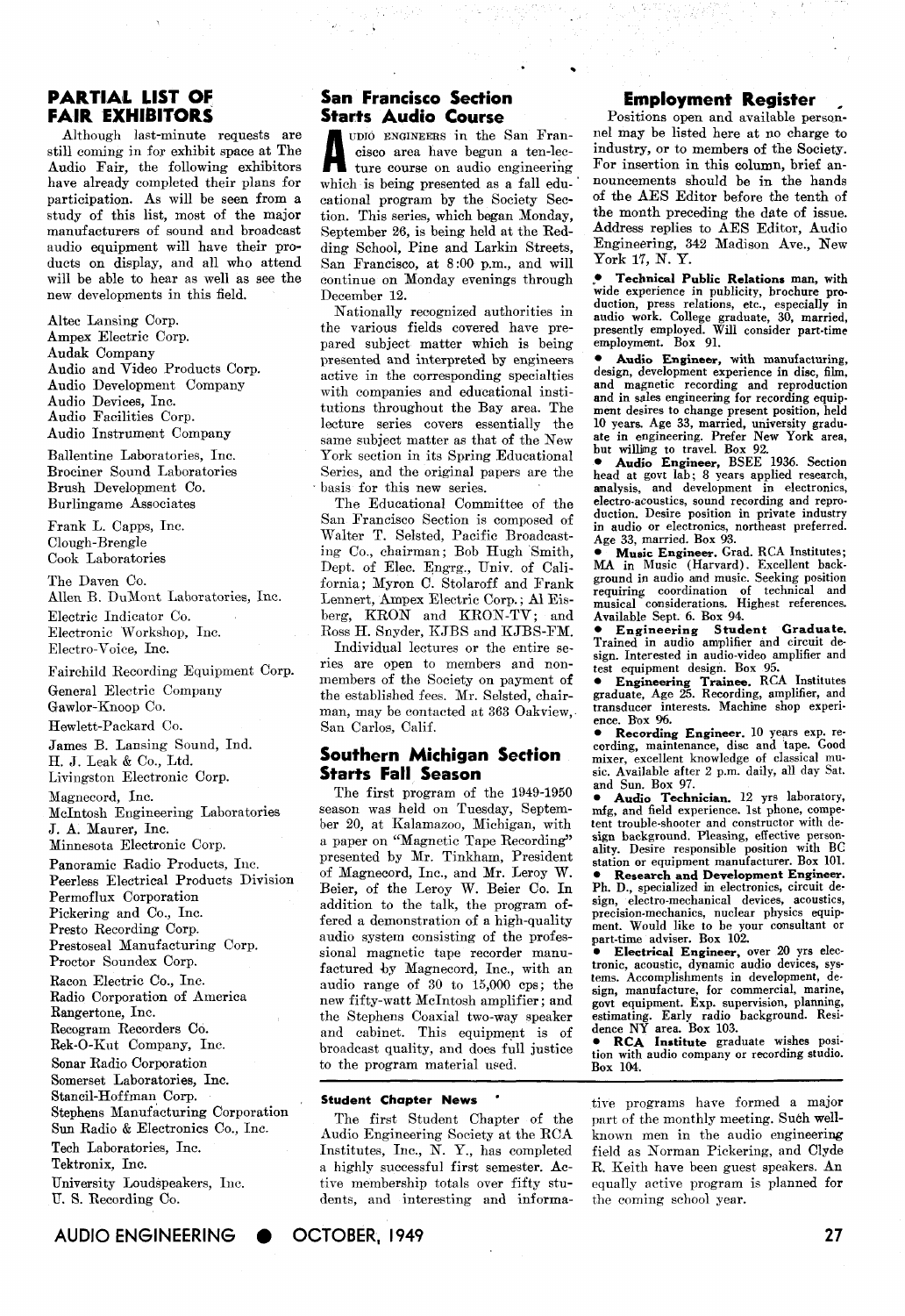## PARTIAL LIST OF FAIR EXHIBITORS

Although last-minute requests are still coming in for exhibit space at The Audio Fair, the following exhibitors have already completed their plans for participation. As will be seen from a study of this list, most of the major manufacturers of sound and broadcast audio equipment will have their products on display, and all who attend will be able to hear as well as see the new developments in this field.

Altec Lansing Corp.
Ampex Electric Corp.
Audak Company
Audio and Video Products Corp.
Audio Development Company
Audio Devices, Inc.
Audio Facilities Corp.
Audio Instrument Company

Ballentine Laboratories, Inc.
Brociner Sound Laboratories
Brush Development Co.
Burlingame Associates

Frank L. Capps, Inc.
Clough-Brengle
Cook Laboratories

The Daven Co.
Allen B. DuMont Laboratories, Inc.

Electric Indicator Co.
Electronic Workshop, Inc.
Electro-Voice, Inc.

Fairchild Recording Equipment Corp.

General Electric Company
Gawlor-Knoop Co.

Hewlett-Packard Co.

James B. Lansing Sound, Ind.
H. J. Leak & Co., Ltd.
Livingston Electronic Corp.

Magnecord, Inc.
McIntosh Engineering Laboratories
J. A. Maurer, Inc.
Minnesota Electronic Corp.

Panoramic Radio Products, Inc.
Peerless Electrical Products Division
Permoflux Corporation
Pickering and Co., Inc.
Presto Recording Corp.
Prestoseal Manufacturing Corp.
Proctor Soundex Corp.

Racon Electric Co., Inc.
Radio Corporation of America
Rangertone, Inc.
Recogram Recorders Co.
Rek-O-Kut Company, Inc.

Sonar Radio Corporation
Somerset Laboratories, Inc.
Stancil-Hoffman Corp.
Stephens Manufacturing Corporation
Sun Radio & Electronics Co., Inc.

Tech Laboratories, Inc.
Tektronix, Inc.

University Loudspeakers, Inc.
U. S. Recording Co.

## San Francisco Section Starts Audio Course

Audio engineers in the San Francisco area have begun a ten-lecture course on audio engineering which is being presented as a fall educational program by the Society Section. This series, which began Monday, September 26, is being held at the Redding School, Pine and Larkin Streets, San Francisco, at 8:00 p.m., and will continue on Monday evenings through December 12.

Nationally recognized authorities in the various fields covered have prepared subject matter which is being presented and interpreted by engineers active in the corresponding specialties with companies and educational institutions throughout the Bay area. The lecture series covers essentially the same subject matter as that of the New York section in its Spring Educational Series, and the original papers are the basis for this new series.

The Educational Committee of the San Francisco Section is composed of Walter T. Selsted, Pacific Broadcasting Co., chairman; Bob Hugh Smith, Dept. of Elec. Engrg., Univ. of California; Myron C. Stolaroff and Frank Lennert, Ampex Electric Corp.; Al Eisberg, KRON and KRON-TV; and Ross H. Snyder, KJBS and KJBS-FM.

Individual lectures or the entire series are open to members and non-members of the Society on payment of the established fees. Mr. Selsted, chairman, may be contacted at 363 Oakview, San Carlos, Calif.

## Southern Michigan Section Starts Fall Season

The first program of the 1949-1950 season was held on Tuesday, September 20, at Kalamazoo, Michigan, with a paper on "Magnetic Tape Recording" presented by Mr. Tinkham, President of Magnecord, Inc., and Mr. Leroy W. Beier, of the Leroy W. Beier Co. In addition to the talk, the program offered a demonstration of a high-quality audio system consisting of the professional magnetic tape recorder manufactured by Magnecord, Inc., with an audio range of 30 to 15,000 cps; the new fifty-watt McIntosh amplifier; and the Stephens Coaxial two-way speaker and cabinet. This equipment is of broadcast quality, and does full justice to the program material used.

## Employment Register

Positions open and available personnel may be listed here at no charge to industry, or to members of the Society. For insertion in this column, brief announcements should be in the hands of the AES Editor before the tenth of the month preceding the date of issue. Address replies to AES Editor, Audio Engineering, 342 Madison Ave., New York 17, N. Y.

- **Technical Public Relations** man, with wide experience in publicity, brochure production, press relations, etc., especially in audio work. College graduate, 30, married, presently employed. Will consider part-time employment. Box 91.
- **Audio Engineer,** with manufacturing, design, development experience in disc, film, and magnetic recording and reproduction and in sales engineering for recording equipment desires to change present position, held 10 years. Age 33, married, university graduate in engineering. Prefer New York area, but willing to travel. Box 92.
- **Audio Engineer,** BSEE 1936. Section head at govt lab; 8 years applied research, analysis, and development in electronics, electro-acoustics, sound recording and reproduction. Desire position in private industry in audio or electronics, northeast preferred. Age 33, married. Box 93.
- **Music Engineer.** Grad. RCA Institutes; MA in Music (Harvard). Excellent background in audio and music. Seeking position requiring coordination of technical and musical considerations. Highest references. Available Sept. 6. Box 94.
- **Engineering Student Graduate.** Trained in audio amplifier and circuit design. Interested in audio-video amplifier and test equipment design. Box 95.
- **Engineering Trainee.** RCA Institutes graduate, Age 25. Recording, amplifier, and transducer interests. Machine shop experience. Box 96.
- **Recording Engineer.** 10 years exp. recording, maintenance, disc and tape. Good mixer, excellent knowledge of classical music. Available after 2 p.m. daily, all day Sat. and Sun. Box 97.
- **Audio Technician.** 12 yrs laboratory, mfg, and field experience. 1st phone, competent trouble-shooter and constructor with design background. Pleasing, effective personality. Desire responsible position with BC station or equipment manufacturer. Box 101.
- **Research and Development Engineer.** Ph. D., specialized in electronics, circuit design, electro-mechanical devices, acoustics, precision-mechanics, nuclear physics equipment. Would like to be your consultant or part-time adviser. Box 102.
- **Electrical Engineer,** over 20 yrs electronic, acoustic, dynamic audio devices, systems. Accomplishments in development, design, manufacture, for commercial, marine, govt equipment. Exp. supervision, planning, estimating. Early radio background. Residence NY area. Box 103.
- **RCA Institute** graduate wishes position with audio company or recording studio. Box 104.

#### Student Chapter News

The first Student Chapter of the Audio Engineering Society at the RCA Institutes, Inc., N. Y., has completed a highly successful first semester. Active membership totals over fifty students, and interesting and informative programs have formed a major part of the monthly meeting. Such well-known men in the audio engineering field as Norman Pickering, and Clyde R. Keith have been guest speakers. An equally active program is planned for the coming school year.